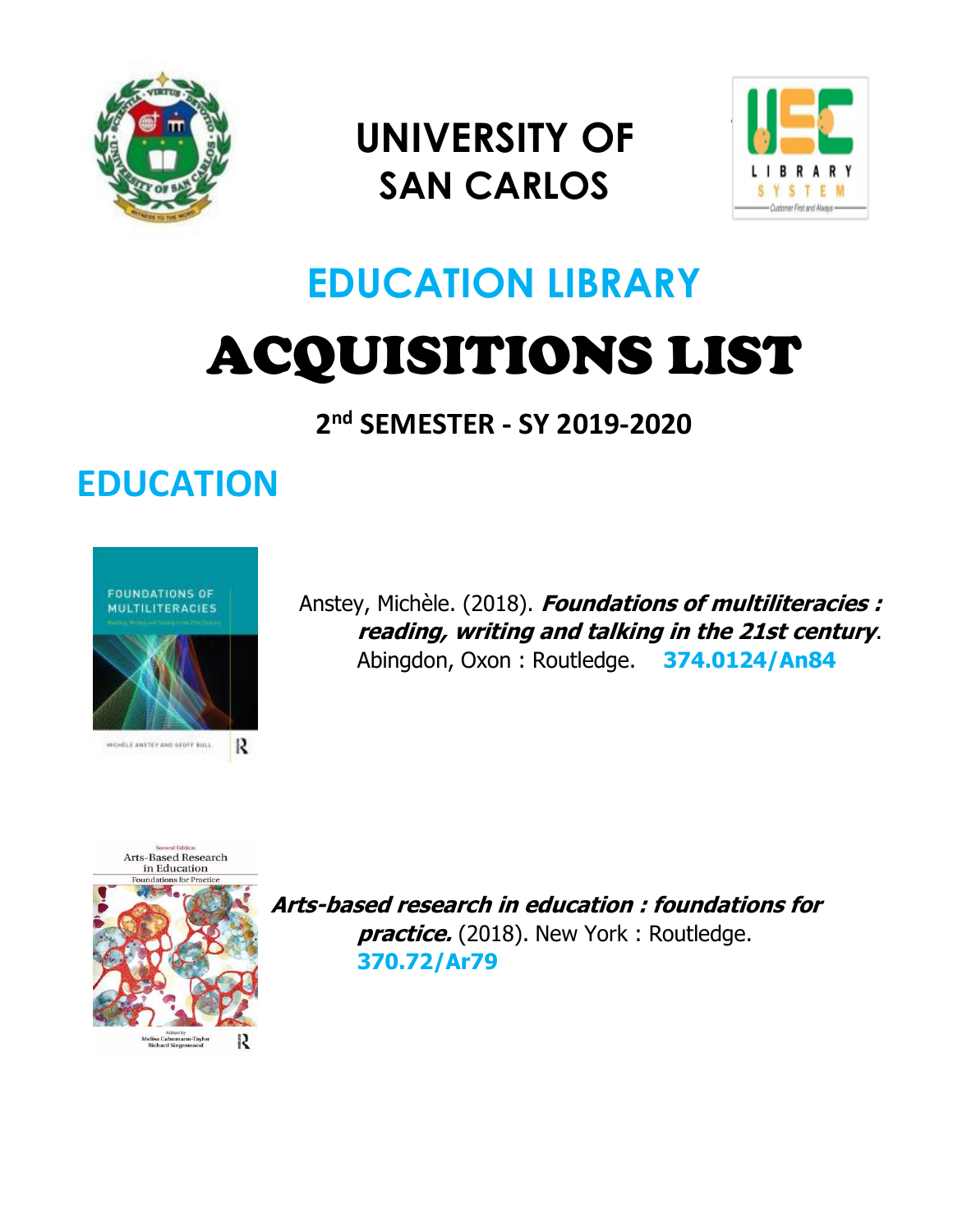# UNIVERSITY OF SAN CARLOS

## EDUCATION LIBRARY

# ACQUISITIONS LIST

### 2nd SEMESTER - SY 2019-2020

## EDUCATION

Anstey, Michèle. (2018). ***Foundations of multiliteracies : reading, writing and talking in the 21st century***. Abingdon, Oxon : Routledge. **374.0124/An84**

***Arts-based research in education : foundations for practice.*** (2018). New York : Routledge. **370.72/Ar79**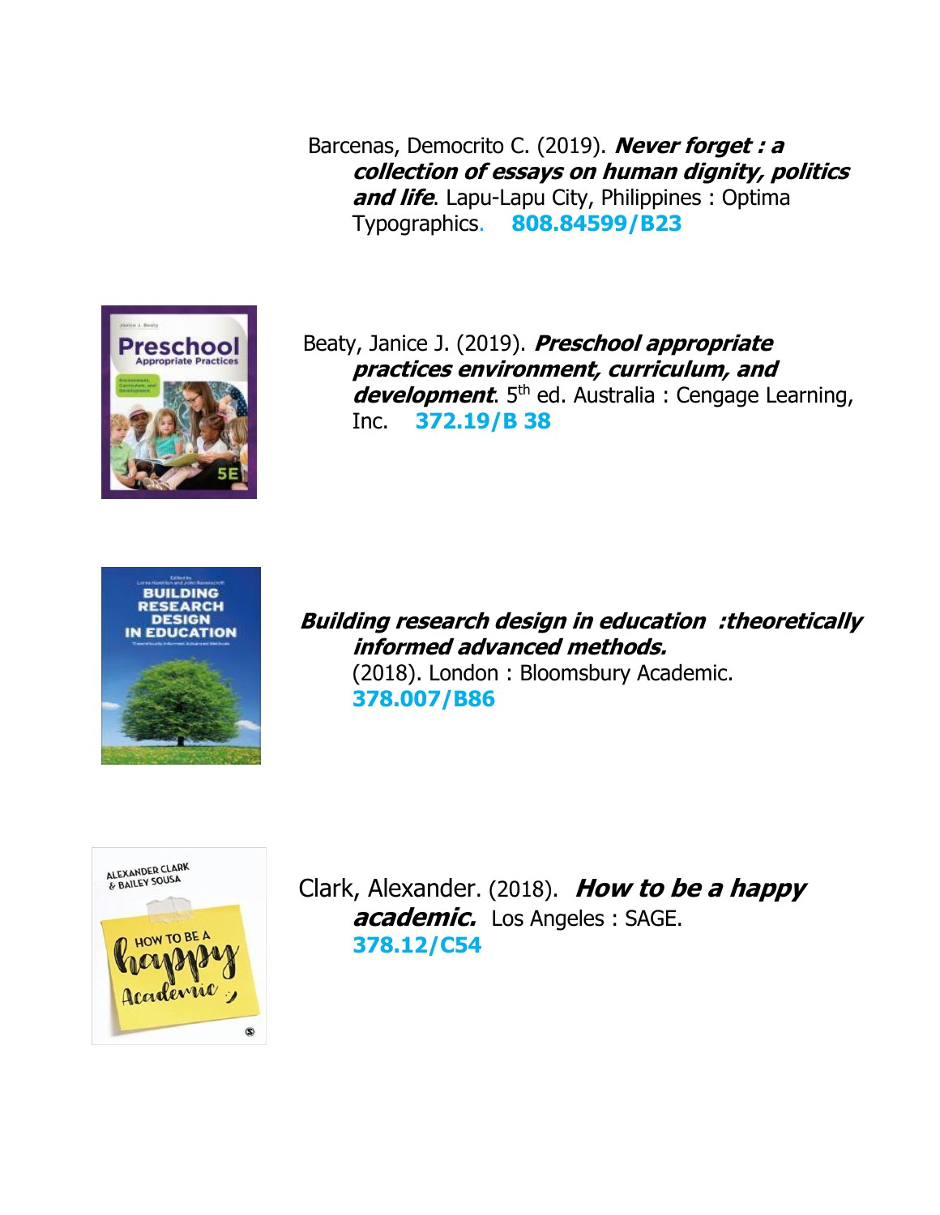Barcenas, Democrito C. (2019). ***Never forget : a collection of essays on human dignity, politics and life***. Lapu-Lapu City, Philippines : Optima Typographics. **808.84599/B23**

Beaty, Janice J. (2019). ***Preschool appropriate practices environment, curriculum, and development***. 5th ed. Australia : Cengage Learning, Inc. **372.19/B 38**

***Building research design in education :theoretically informed advanced methods.*** (2018). London : Bloomsbury Academic. **378.007/B86**

Clark, Alexander. (2018). ***How to be a happy academic.*** Los Angeles : SAGE. **378.12/C54**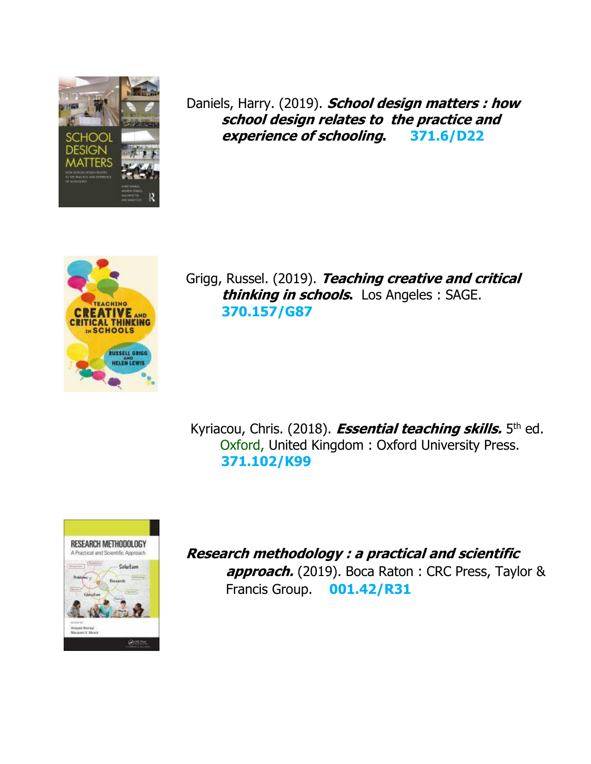Daniels, Harry. (2019). ***School design matters : how school design relates to the practice and experience of schooling*.** **371.6/D22**

Grigg, Russel. (2019). ***Teaching creative and critical thinking in schools*.** Los Angeles : SAGE. **370.157/G87**

Kyriacou, Chris. (2018). ***Essential teaching skills.*** 5th ed. Oxford, United Kingdom : Oxford University Press. **371.102/K99**

***Research methodology : a practical and scientific approach.*** (2019). Boca Raton : CRC Press, Taylor & Francis Group. **001.42/R31**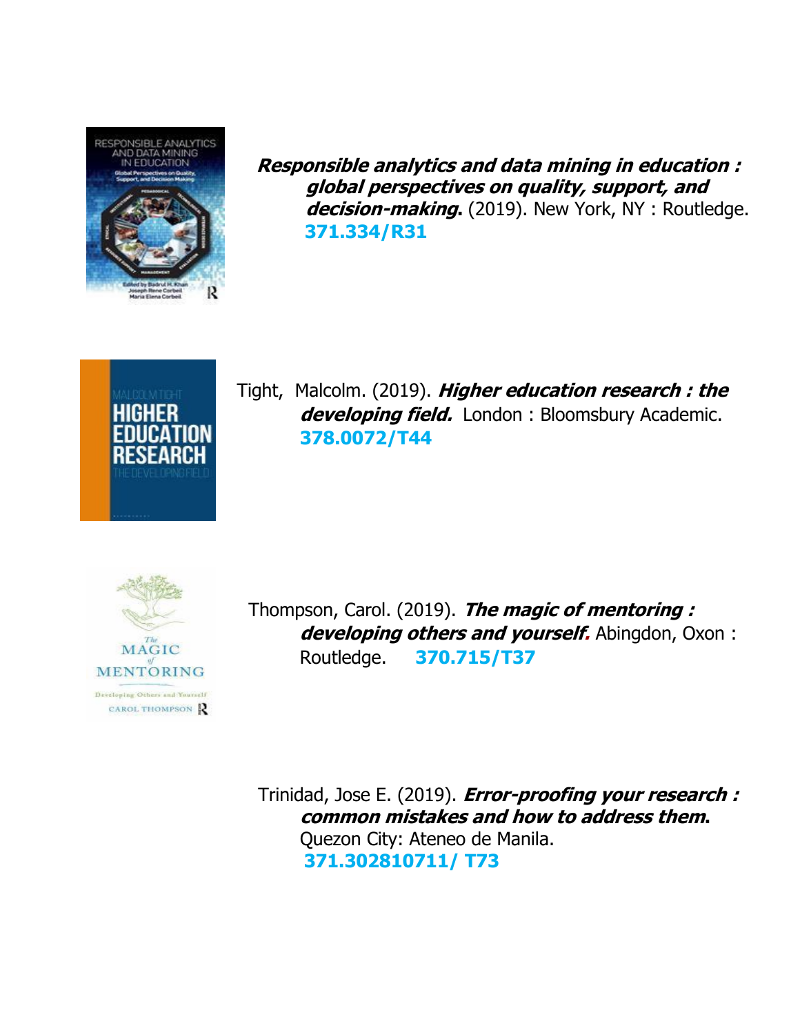***Responsible analytics and data mining in education : global perspectives on quality, support, and decision-making*****.** (2019). New York, NY : Routledge. **371.334/R31**

Tight, Malcolm. (2019). ***Higher education research : the developing field.*** London : Bloomsbury Academic. **378.0072/T44**

Thompson, Carol. (2019). ***The magic of mentoring : developing others and yourself*****.** Abingdon, Oxon : Routledge. **370.715/T37**

Trinidad, Jose E. (2019). ***Error-proofing your research : common mistakes and how to address them*****.** Quezon City: Ateneo de Manila. **371.302810711/ T73**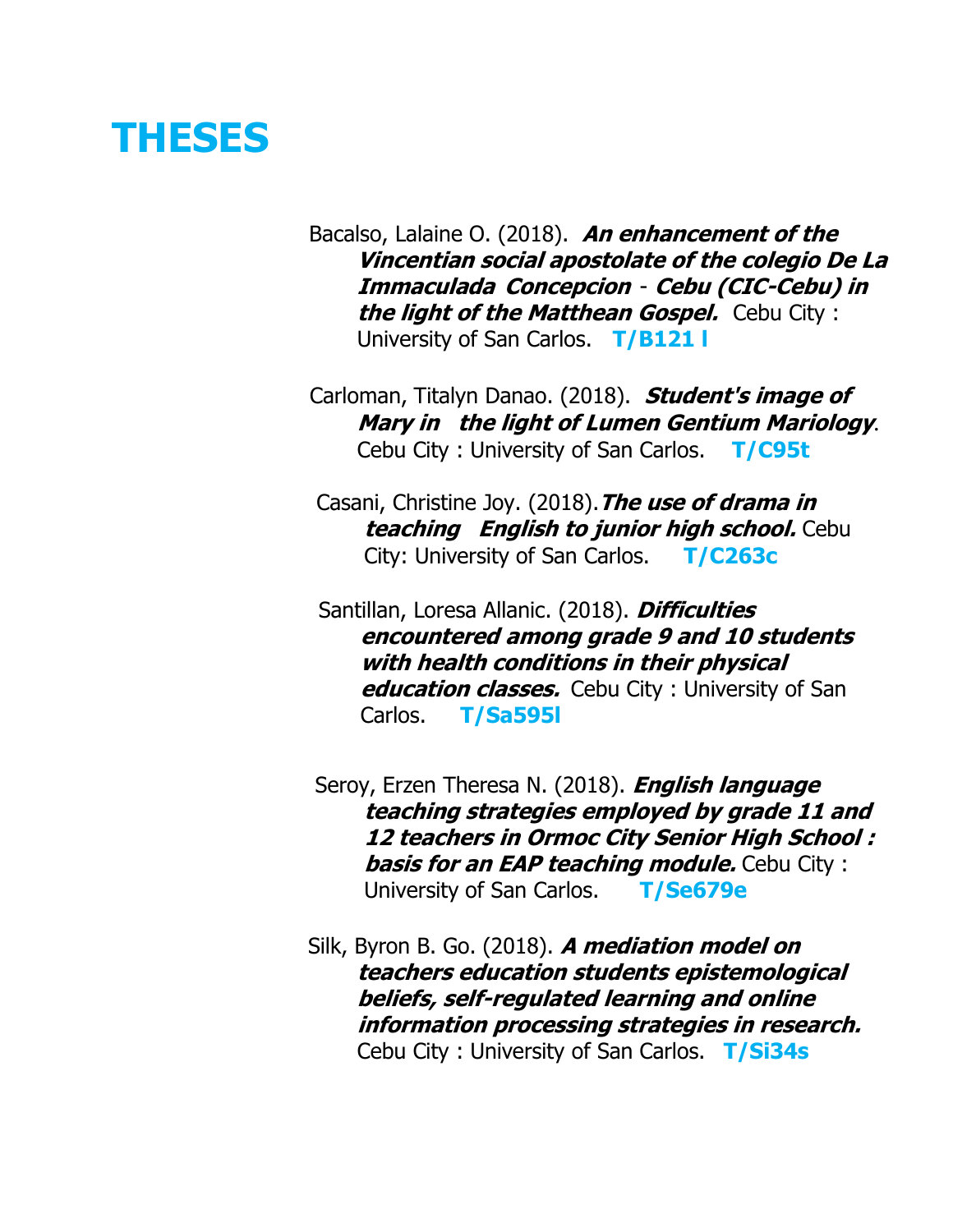# THESES

Bacalso, Lalaine O. (2018). ***An enhancement of the Vincentian social apostolate of the colegio De La Immaculada Concepcion - Cebu (CIC-Cebu) in the light of the Matthean Gospel.*** Cebu City : University of San Carlos. **T/B121 l**

Carloman, Titalyn Danao. (2018). ***Student's image of Mary in the light of Lumen Gentium Mariology***. Cebu City : University of San Carlos. **T/C95t**

Casani, Christine Joy. (2018). ***The use of drama in teaching English to junior high school.*** Cebu City: University of San Carlos. **T/C263c**

Santillan, Loresa Allanic. (2018). ***Difficulties encountered among grade 9 and 10 students with health conditions in their physical education classes.*** Cebu City : University of San Carlos. **T/Sa595l**

Seroy, Erzen Theresa N. (2018). ***English language teaching strategies employed by grade 11 and 12 teachers in Ormoc City Senior High School : basis for an EAP teaching module.*** Cebu City : University of San Carlos. **T/Se679e**

Silk, Byron B. Go. (2018). ***A mediation model on teachers education students epistemological beliefs, self-regulated learning and online information processing strategies in research.*** Cebu City : University of San Carlos. **T/Si34s**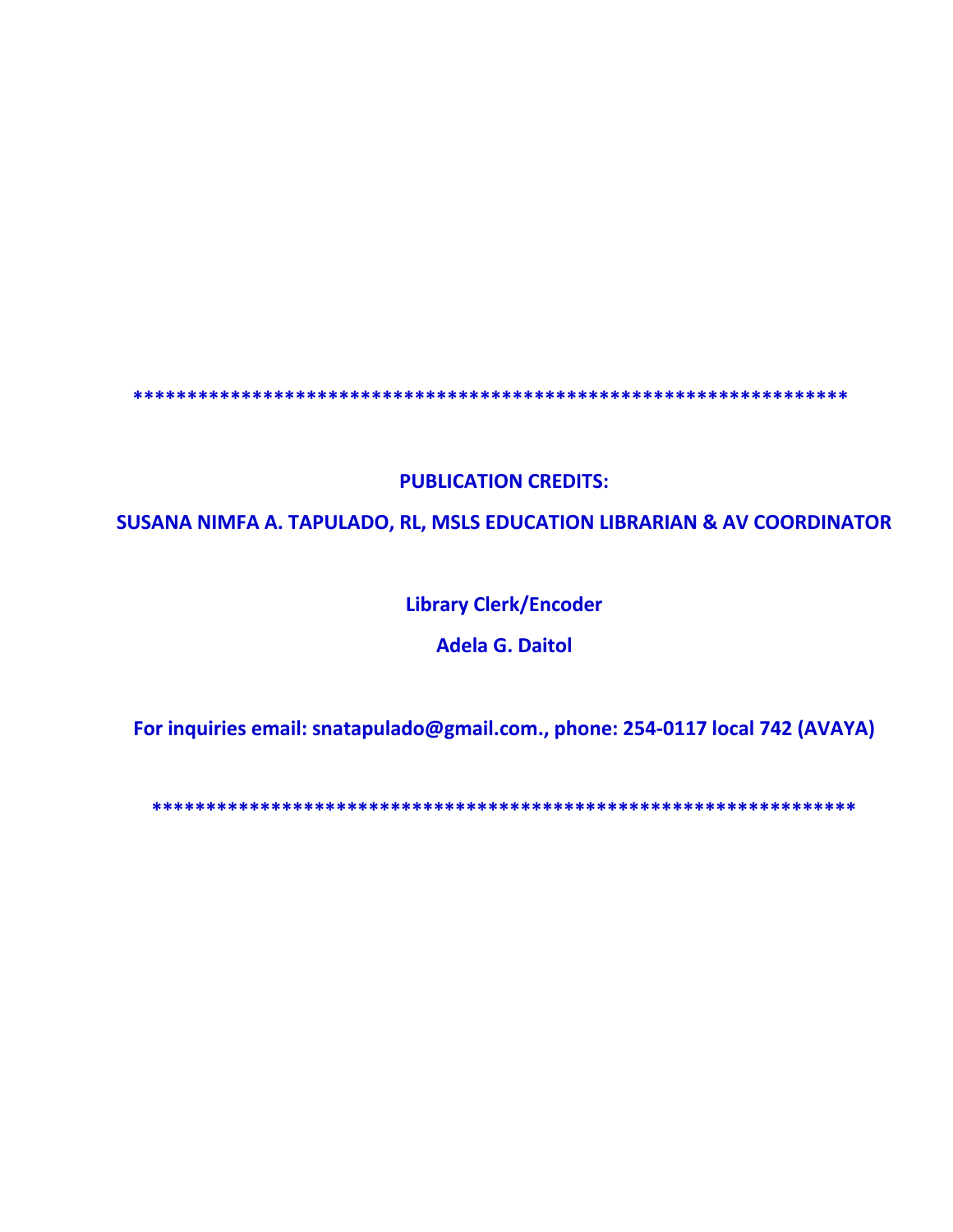****************************************************************

**PUBLICATION CREDITS:**

**SUSANA NIMFA A. TAPULADO, RL, MSLS EDUCATION LIBRARIAN & AV COORDINATOR**

**Library Clerk/Encoder**

**Adela G. Daitol**

**For inquiries email: snatapulado@gmail.com., phone: 254-0117 local 742 (AVAYA)**

****************************************************************